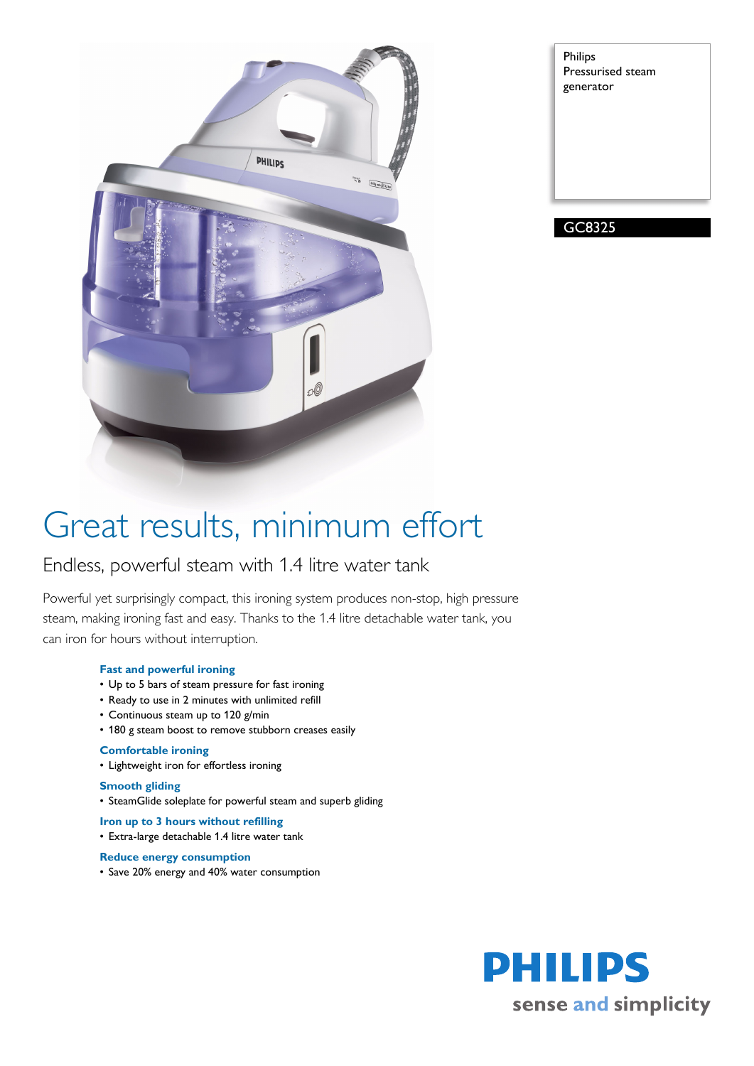Philips
Pressurised steam generator

GC8325

# Great results, minimum effort

## Endless, powerful steam with 1.4 litre water tank

Powerful yet surprisingly compact, this ironing system produces non-stop, high pressure steam, making ironing fast and easy. Thanks to the 1.4 litre detachable water tank, you can iron for hours without interruption.

### Fast and powerful ironing

- Up to 5 bars of steam pressure for fast ironing
- Ready to use in 2 minutes with unlimited refill
- Continuous steam up to 120 g/min
- 180 g steam boost to remove stubborn creases easily

### Comfortable ironing

- Lightweight iron for effortless ironing

### Smooth gliding

- SteamGlide soleplate for powerful steam and superb gliding

### Iron up to 3 hours without refilling

- Extra-large detachable 1.4 litre water tank

### Reduce energy consumption

- Save 20% energy and 40% water consumption

PHILIPS
sense and simplicity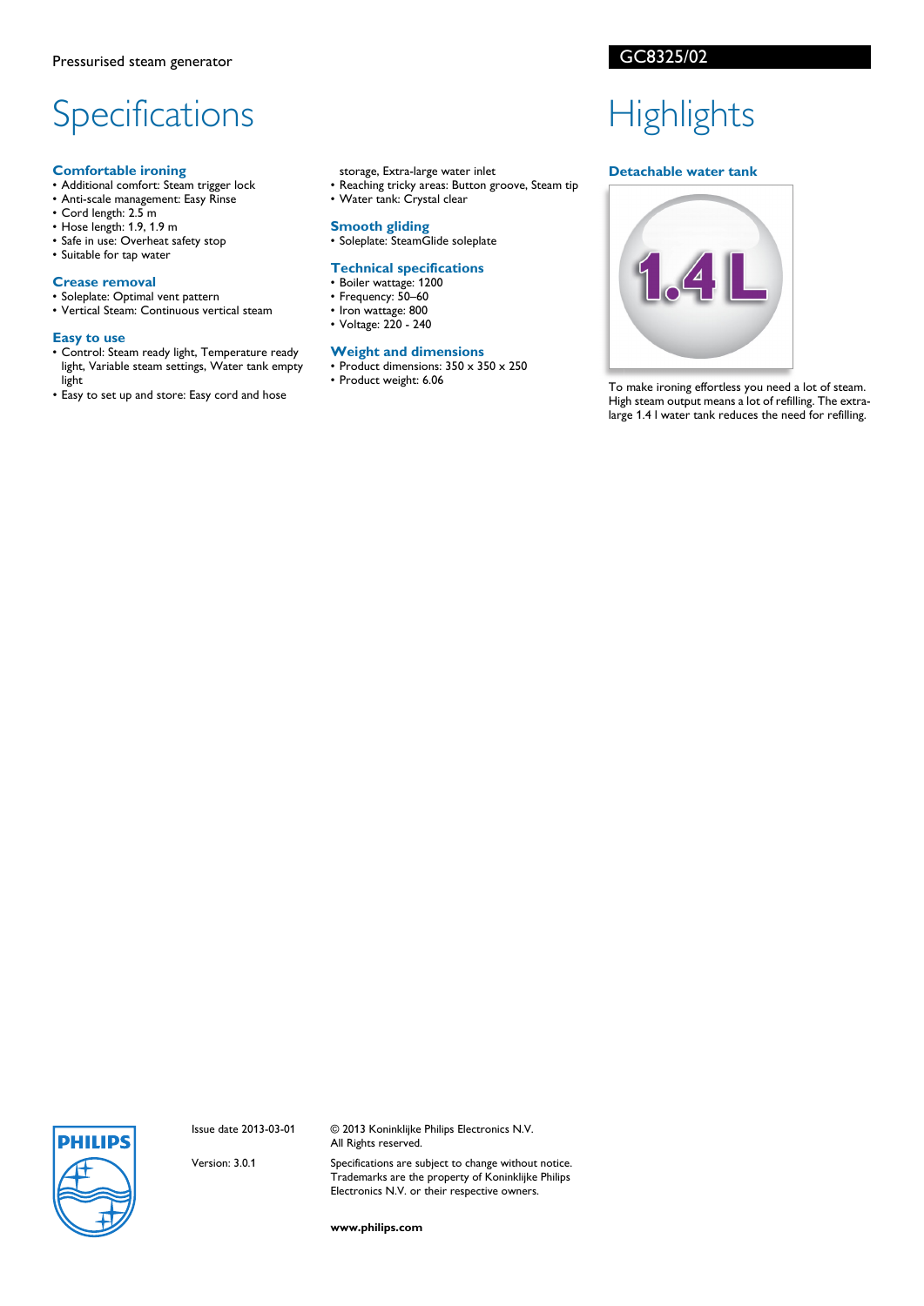Pressurised steam generator

GC8325/02

# Specifications

### Comfortable ironing
- Additional comfort: Steam trigger lock
- Anti-scale management: Easy Rinse
- Cord length: 2.5 m
- Hose length: 1.9, 1.9 m
- Safe in use: Overheat safety stop
- Suitable for tap water

### Crease removal
- Soleplate: Optimal vent pattern
- Vertical Steam: Continuous vertical steam

### Easy to use
- Control: Steam ready light, Temperature ready light, Variable steam settings, Water tank empty light
- Easy to set up and store: Easy cord and hose storage, Extra-large water inlet
- Reaching tricky areas: Button groove, Steam tip
- Water tank: Crystal clear

### Smooth gliding
- Soleplate: SteamGlide soleplate

### Technical specifications
- Boiler wattage: 1200
- Frequency: 50–60
- Iron wattage: 800
- Voltage: 220 - 240

### Weight and dimensions
- Product dimensions: 350 x 350 x 250
- Product weight: 6.06

# Highlights

### Detachable water tank

1.4 L

To make ironing effortless you need a lot of steam. High steam output means a lot of refilling. The extra-large 1.4 l water tank reduces the need for refilling.

Issue date 2013-03-01

Version: 3.0.1

© 2013 Koninklijke Philips Electronics N.V.
All Rights reserved.

Specifications are subject to change without notice. Trademarks are the property of Koninklijke Philips Electronics N.V. or their respective owners.

**www.philips.com**